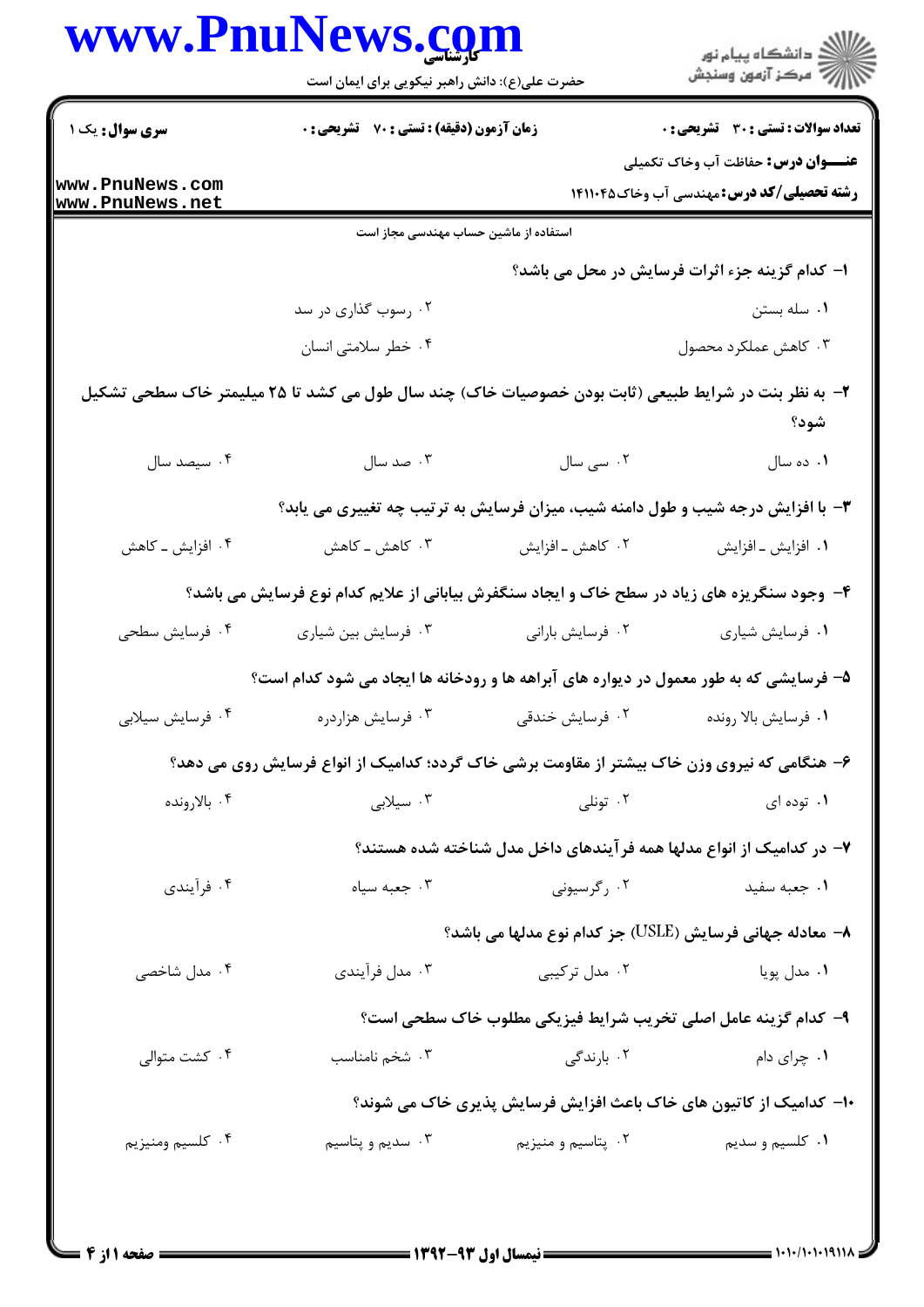**سری سوال:** یک ۱

**زمان آزمون (دقیقه) : تستی : ۷۰ تشریحی : ۰**

**تعداد سوالات : تستی : ۳۰ تشریحی : ۰**

**عنـــوان درس:** حفاظت آب وخاک تکمیلی

**رشته تحصیلی/کد درس:** مهندسی آب وخاک ۱۴۱۱۰۴۵

استفاده از ماشین حساب مهندسی مجاز است

**۱- کدام گزینه جزء اثرات فرسایش در محل می باشد؟**

۱. سله بستن

۲. رسوب گذاری در سد

۳. کاهش عملکرد محصول

۴. خطر سلامتی انسان

**۲- به نظر بنت در شرایط طبیعی (ثابت بودن خصوصیات خاک) چند سال طول می کشد تا ۲۵ میلیمتر خاک سطحی تشکیل شود؟**

۱. ده سال

۲. سی سال

۳. صد سال

۴. سیصد سال

**۳- با افزایش درجه شیب و طول دامنه شیب، میزان فرسایش به ترتیب چه تغییری می یابد؟**

۱. افزایش ـ افزایش

۲. کاهش ـ افزایش

۳. کاهش ـ کاهش

۴. افزایش ـ کاهش

**۴- وجود سنگریزه های زیاد در سطح خاک و ایجاد سنگفرش بیابانی از علایم کدام نوع فرسایش می باشد؟**

۱. فرسایش شیاری

۲. فرسایش بارانی

۳. فرسایش بین شیاری

۴. فرسایش سطحی

**۵- فرسایشی که به طور معمول در دیواره های آبراهه ها و رودخانه ها ایجاد می شود کدام است؟**

۱. فرسایش بالا رونده

۲. فرسایش خندقی

۳. فرسایش هزاردره

۴. فرسایش سیلابی

**۶- هنگامی که نیروی وزن خاک بیشتر از مقاومت برشی خاک گردد؛ کدامیک از انواع فرسایش روی می دهد؟**

۱. توده ای

۲. تونلی

۳. سیلابی

۴. بالارونده

**۷- در کدامیک از انواع مدلها همه فرآیندهای داخل مدل شناخته شده هستند؟**

۱. جعبه سفید

۲. رگرسیونی

۳. جعبه سیاه

۴. فرآیندی

**۸- معادله جهانی فرسایش (USLE) جز کدام نوع مدلها می باشد؟**

۱. مدل پویا

۲. مدل ترکیبی

۳. مدل فرآیندی

۴. مدل شاخصی

**۹- کدام گزینه عامل اصلی تخریب شرایط فیزیکی مطلوب خاک سطحی است؟**

۱. چرای دام

۲. بارندگی

۳. شخم نامناسب

۴. کشت متوالی

**۱۰- کدامیک از کاتیون های خاک باعث افزایش فرسایش پذیری خاک می شوند؟**

۱. کلسیم و سدیم

۲. پتاسیم و منیزیم

۳. سدیم و پتاسیم

۴. کلسیم ومنیزیم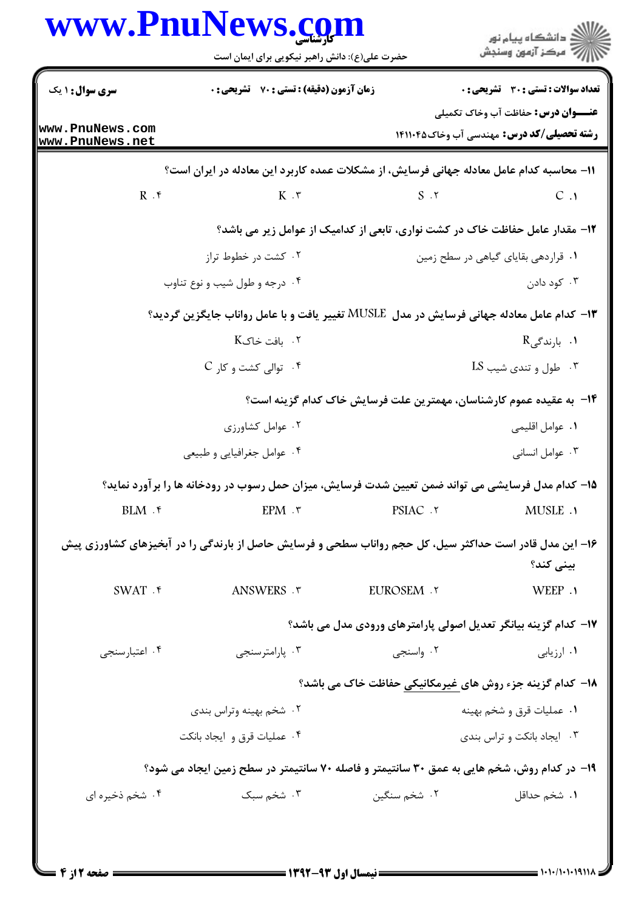**سری سوال:** ۱ یک

**زمان آزمون (دقیقه) : تستی :** ۷۰ **تشریحی :** ۰

**تعداد سوالات : تستی :** ۳۰ **تشریحی :** ۰

**عنـــوان درس:** حفاظت آب وخاک تکمیلی

**رشته تحصیلی/کد درس:** مهندسی آب وخاک ۱۴۱۱۰۴۵

۱۱- محاسبه کدام عامل معادله جهانی فرسایش، از مشکلات عمده کاربرد این معادله در ایران است؟

۱. C
۲. S
۳. K
۴. R

۱۲- مقدار عامل حفاظت خاک در کشت نواری، تابعی از کدامیک از عوامل زیر می باشد؟

۱. قراردهی بقایای گیاهی در سطح زمین
۲. کشت در خطوط تراز
۳. کود دادن
۴. درجه و طول شیب و نوع تناوب

۱۳- کدام عامل معادله جهانی فرسایش در مدل MUSLE تغییر یافت و با عامل رواناب جایگزین گردید؟

۱. بارندگیR
۲. بافت خاکK
۳. طول و تندی شیب LS
۴. توالی کشت و کار C

۱۴- به عقیده عموم کارشناسان، مهمترین علت فرسایش خاک کدام گزینه است؟

۱. عوامل اقلیمی
۲. عوامل کشاورزی
۳. عوامل انسانی
۴. عوامل جغرافیایی و طبیعی

۱۵- کدام مدل فرسایشی می تواند ضمن تعیین شدت فرسایش، میزان حمل رسوب در رودخانه ها را برآورد نماید؟

۱. MUSLE
۲. PSIAC
۳. EPM
۴. BLM

۱۶- این مدل قادر است حداکثر سیل، کل حجم رواناب سطحی و فرسایش حاصل از بارندگی را در آبخیزهای کشاورزی پیش بینی کند؟

۱. WEEP
۲. EUROSEM
۳. ANSWERS
۴. SWAT

۱۷- کدام گزینه بیانگر تعدیل اصولی پارامترهای ورودی مدل می باشد؟

۱. ارزیابی
۲. واسنجی
۳. پارامترسنجی
۴. اعتبارسنجی

۱۸- کدام گزینه جزء روش های غیرمکانیکی حفاظت خاک می باشد؟

۱. عملیات قرق و شخم بهینه
۲. شخم بهینه وتراس بندی
۳. ایجاد بانکت و تراس بندی
۴. عملیات قرق و ایجاد بانکت

۱۹- در کدام روش، شخم هایی به عمق ۳۰ سانتیمتر و فاصله ۷۰ سانتیمتر در سطح زمین ایجاد می شود؟

۱. شخم حداقل
۲. شخم سنگین
۳. شخم سبک
۴. شخم ذخیره ای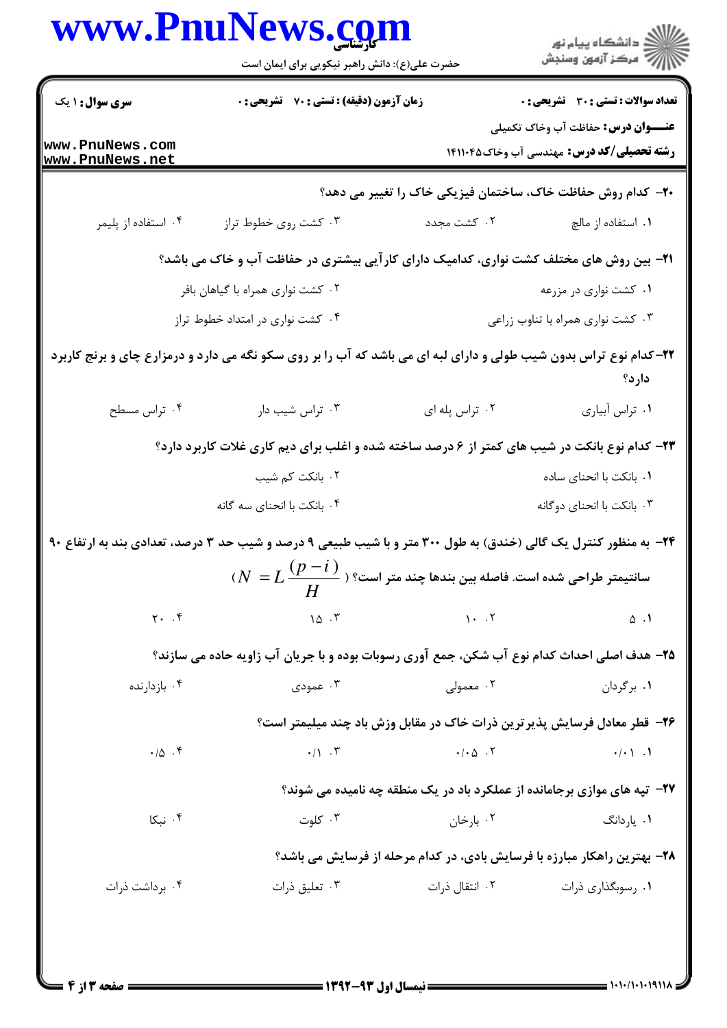۲۰- کدام روش حفاظت خاک، ساختمان فیزیکی خاک را تغییر می دهد؟

۱. استفاده از مالچ
۲. کشت مجدد
۳. کشت روی خطوط تراز
۴. استفاده از پلیمر

۲۱- بین روش های مختلف کشت نواری، کدامیک دارای کارآیی بیشتری در حفاظت آب و خاک می باشد؟

۱. کشت نواری در مزرعه
۲. کشت نواری همراه با گیاهان بافر
۳. کشت نواری همراه با تناوب زراعی
۴. کشت نواری در امتداد خطوط تراز

۲۲- کدام نوع تراس بدون شیب طولی و دارای لبه ای می باشد که آب را بر روی سکو نگه می دارد و درمزارع چای و برنج کاربرد دارد؟

۱. تراس آبیاری
۲. تراس پله ای
۳. تراس شیب دار
۴. تراس مسطح

۲۳- کدام نوع بانکت در شیب های کمتر از ۶ درصد ساخته شده و اغلب برای دیم کاری غلات کاربرد دارد؟

۱. بانکت با انحنای ساده
۲. بانکت کم شیب
۳. بانکت با انحنای دوگانه
۴. بانکت با انحنای سه گانه

۲۴- به منظور کنترل یک گالی (خندق) به طول ۳۰۰ متر و با شیب طبیعی ۹ درصد و شیب حد ۳ درصد، تعدادی بند به ارتفاع ۹۰ سانتیمتر طراحی شده است. فاصله بین بندها چند متر است؟ ($N = L\dfrac{(p-i)}{H}$)

۱. ۵
۲. ۱۰
۳. ۱۵
۴. ۲۰

۲۵- هدف اصلی احداث کدام نوع آب شکن، جمع آوری رسوبات بوده و با جریان آب زاویه حاده می سازند؟

۱. برگردان
۲. معمولی
۳. عمودی
۴. بازدارنده

۲۶- قطر معادل فرسایش پذیرترین ذرات خاک در مقابل وزش باد چند میلیمتر است؟

۱. ۰/۰۱
۲. ۰/۰۵
۳. ۰/۱
۴. ۰/۵

۲۷- تپه های موازی برجامانده از عملکرد باد در یک منطقه چه نامیده می شوند؟

۱. یاردانگ
۲. بارخان
۳. کلوت
۴. نبکا

۲۸- بهترین راهکار مبارزه با فرسایش بادی، در کدام مرحله از فرسایش می باشد؟

۱. رسوبگذاری ذرات
۲. انتقال ذرات
۳. تعلیق ذرات
۴. برداشت ذرات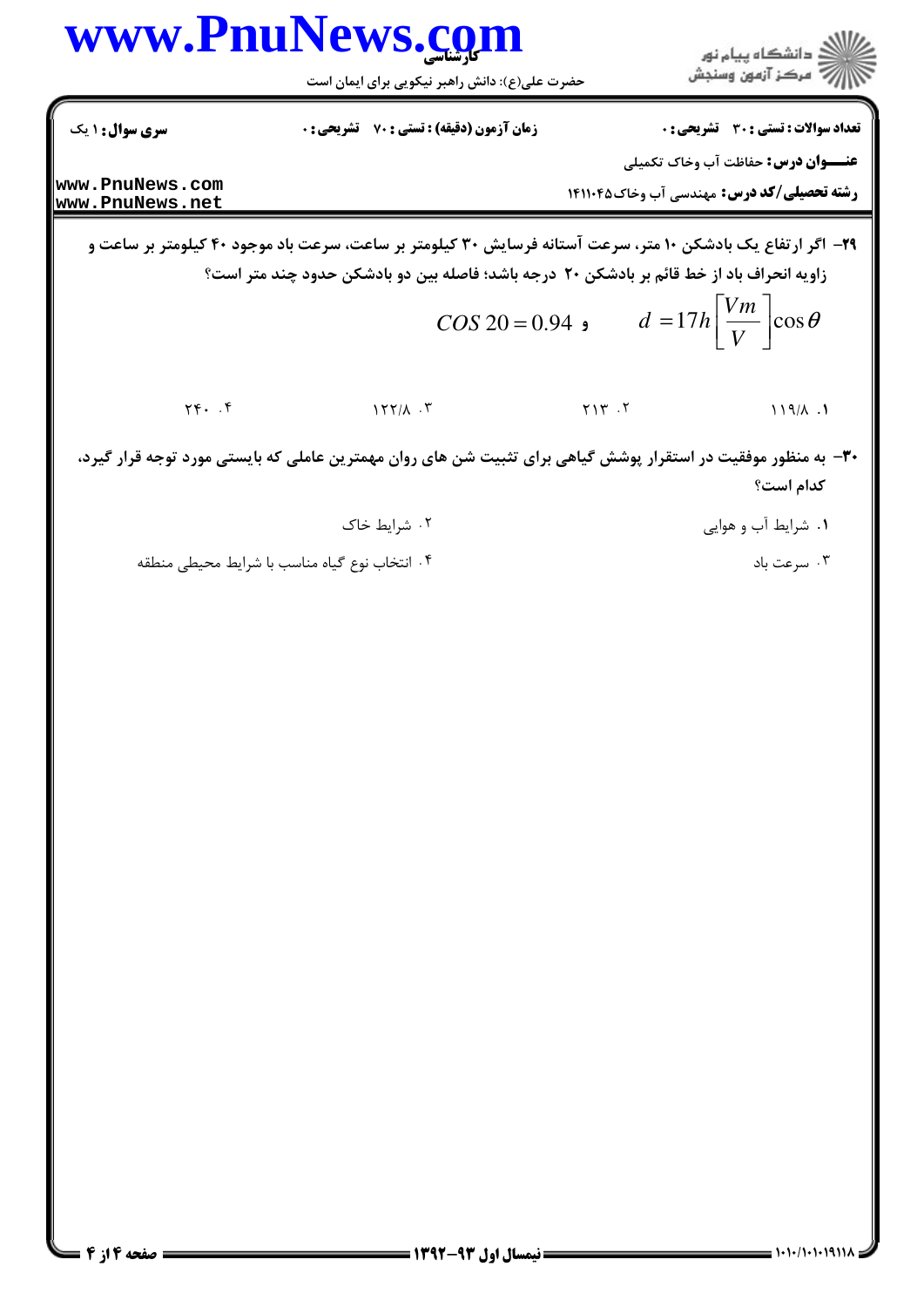**تعداد سوالات: تستی: ۳۰ تشریحی: ۰** | **زمان آزمون (دقیقه): تستی: ۷۰ تشریحی: ۰** | **سری سوال: ۱ یک**

**عنـــوان درس:** حفاظت آب وخاک تکمیلی

**رشته تحصیلی/کد درس:** مهندسی آب وخاک ۱۴۱۱۰۴۵

**۲۹- اگر ارتفاع یک بادشکن ۱۰ متر، سرعت آستانه فرسایش ۳۰ کیلومتر بر ساعت، سرعت باد موجود ۴۰ کیلومتر بر ساعت و زاویه انحراف باد از خط قائم بر بادشکن ۲۰ درجه باشد؛ فاصله بین دو بادشکن حدود چند متر است؟**

$$d = 17h\left[\frac{Vm}{V}\right]\cos\theta \quad \text{و} \quad COS\ 20 = 0.94$$

۱. ۱۱۹/۸

۲. ۲۱۳

۳. ۱۲۲/۸

۴. ۲۴۰

**۳۰- به منظور موفقیت در استقرار پوشش گیاهی برای تثبیت شن های روان مهمترین عاملی که بایستی مورد توجه قرار گیرد، کدام است؟**

۱. شرایط آب و هوایی

۲. شرایط خاک

۳. سرعت باد

۴. انتخاب نوع گیاه مناسب با شرایط محیطی منطقه